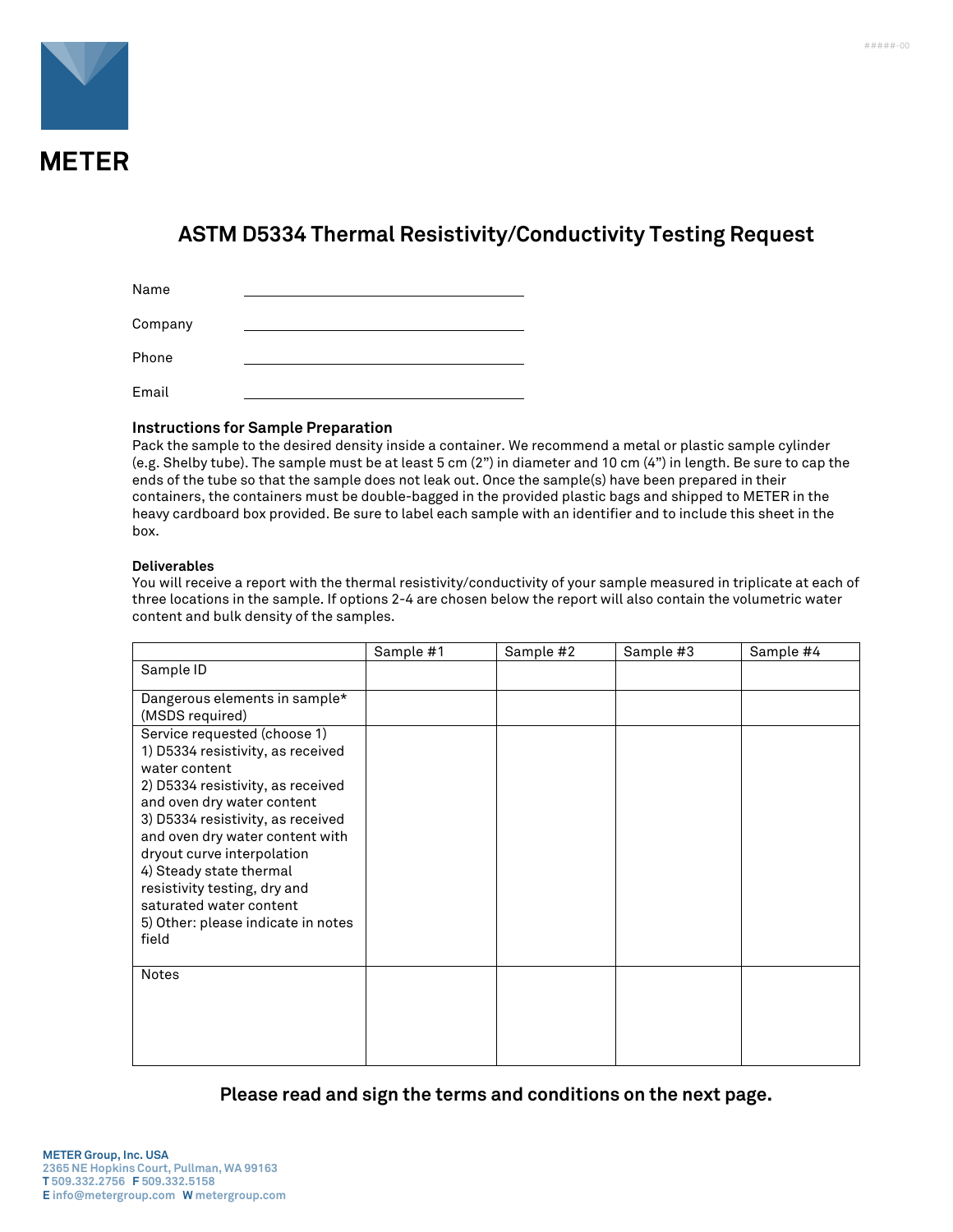METER

# ASTM D5334 Thermal Resistivity/Conductivity Testing Request

Name ______________________________

Company ______________________________

Phone ______________________________

Email ______________________________

### Instructions for Sample Preparation

Pack the sample to the desired density inside a container. We recommend a metal or plastic sample cylinder (e.g. Shelby tube). The sample must be at least 5 cm (2") in diameter and 10 cm (4") in length. Be sure to cap the ends of the tube so that the sample does not leak out. Once the sample(s) have been prepared in their containers, the containers must be double-bagged in the provided plastic bags and shipped to METER in the heavy cardboard box provided. Be sure to label each sample with an identifier and to include this sheet in the box.

#### Deliverables

You will receive a report with the thermal resistivity/conductivity of your sample measured in triplicate at each of three locations in the sample. If options 2-4 are chosen below the report will also contain the volumetric water content and bulk density of the samples.

| | Sample #1 | Sample #2 | Sample #3 | Sample #4 |
|---|---|---|---|---|
| Sample ID | | | | |
| Dangerous elements in sample* (MSDS required) | | | | |
| Service requested (choose 1)<br>1) D5334 resistivity, as received water content<br>2) D5334 resistivity, as received and oven dry water content<br>3) D5334 resistivity, as received and oven dry water content with dryout curve interpolation<br>4) Steady state thermal resistivity testing, dry and saturated water content<br>5) Other: please indicate in notes field | | | | |
| Notes | | | | |

**Please read and sign the terms and conditions on the next page.**

**METER Group, Inc. USA**
2365 NE Hopkins Court, Pullman, WA 99163
**T** 509.332.2756 **F** 509.332.5158
**E** info@metergroup.com **W** metergroup.com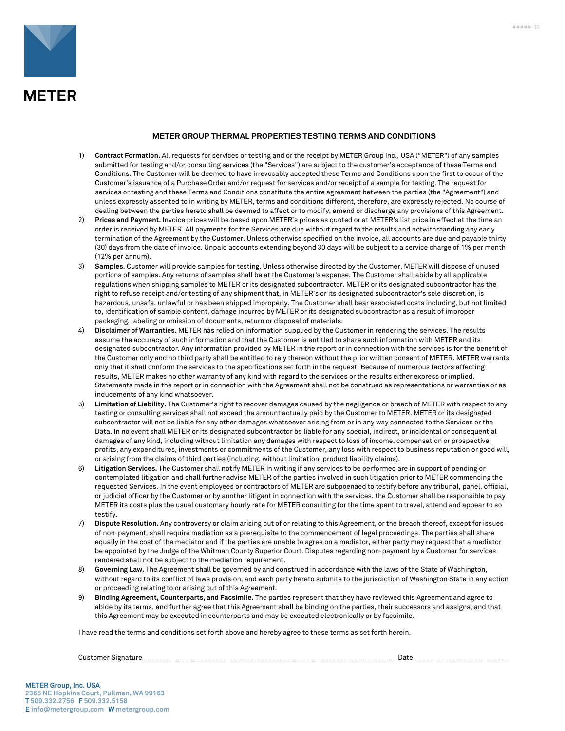METER

## METER GROUP THERMAL PROPERTIES TESTING TERMS AND CONDITIONS

1) **Contract Formation.** All requests for services or testing and or the receipt by METER Group Inc., USA ("METER") of any samples submitted for testing and/or consulting services (the "Services") are subject to the customer's acceptance of these Terms and Conditions. The Customer will be deemed to have irrevocably accepted these Terms and Conditions upon the first to occur of the Customer's issuance of a Purchase Order and/or request for services and/or receipt of a sample for testing. The request for services or testing and these Terms and Conditions constitute the entire agreement between the parties (the "Agreement") and unless expressly assented to in writing by METER, terms and conditions different, therefore, are expressly rejected. No course of dealing between the parties hereto shall be deemed to affect or to modify, amend or discharge any provisions of this Agreement.
2) **Prices and Payment.** Invoice prices will be based upon METER's prices as quoted or at METER's list price in effect at the time an order is received by METER. All payments for the Services are due without regard to the results and notwithstanding any early termination of the Agreement by the Customer. Unless otherwise specified on the invoice, all accounts are due and payable thirty (30) days from the date of invoice. Unpaid accounts extending beyond 30 days will be subject to a service charge of 1% per month (12% per annum).
3) **Samples**. Customer will provide samples for testing. Unless otherwise directed by the Customer, METER will dispose of unused portions of samples. Any returns of samples shall be at the Customer's expense. The Customer shall abide by all applicable regulations when shipping samples to METER or its designated subcontractor. METER or its designated subcontractor has the right to refuse receipt and/or testing of any shipment that, in METER's or its designated subcontractor's sole discretion, is hazardous, unsafe, unlawful or has been shipped improperly. The Customer shall bear associated costs including, but not limited to, identification of sample content, damage incurred by METER or its designated subcontractor as a result of improper packaging, labeling or omission of documents, return or disposal of materials.
4) **Disclaimer of Warranties.** METER has relied on information supplied by the Customer in rendering the services. The results assume the accuracy of such information and that the Customer is entitled to share such information with METER and its designated subcontractor. Any information provided by METER in the report or in connection with the services is for the benefit of the Customer only and no third party shall be entitled to rely thereon without the prior written consent of METER. METER warrants only that it shall conform the services to the specifications set forth in the request. Because of numerous factors affecting results, METER makes no other warranty of any kind with regard to the services or the results either express or implied. Statements made in the report or in connection with the Agreement shall not be construed as representations or warranties or as inducements of any kind whatsoever.
5) **Limitation of Liability.** The Customer's right to recover damages caused by the negligence or breach of METER with respect to any testing or consulting services shall not exceed the amount actually paid by the Customer to METER. METER or its designated subcontractor will not be liable for any other damages whatsoever arising from or in any way connected to the Services or the Data. In no event shall METER or its designated subcontractor be liable for any special, indirect, or incidental or consequential damages of any kind, including without limitation any damages with respect to loss of income, compensation or prospective profits, any expenditures, investments or commitments of the Customer, any loss with respect to business reputation or good will, or arising from the claims of third parties (including, without limitation, product liability claims).
6) **Litigation Services.** The Customer shall notify METER in writing if any services to be performed are in support of pending or contemplated litigation and shall further advise METER of the parties involved in such litigation prior to METER commencing the requested Services. In the event employees or contractors of METER are subpoenaed to testify before any tribunal, panel, official, or judicial officer by the Customer or by another litigant in connection with the services, the Customer shall be responsible to pay METER its costs plus the usual customary hourly rate for METER consulting for the time spent to travel, attend and appear to so testify.
7) **Dispute Resolution.** Any controversy or claim arising out of or relating to this Agreement, or the breach thereof, except for issues of non-payment, shall require mediation as a prerequisite to the commencement of legal proceedings. The parties shall share equally in the cost of the mediator and if the parties are unable to agree on a mediator, either party may request that a mediator be appointed by the Judge of the Whitman County Superior Court. Disputes regarding non-payment by a Customer for services rendered shall not be subject to the mediation requirement.
8) **Governing Law.** The Agreement shall be governed by and construed in accordance with the laws of the State of Washington, without regard to its conflict of laws provision, and each party hereto submits to the jurisdiction of Washington State in any action or proceeding relating to or arising out of this Agreement.
9) **Binding Agreement, Counterparts, and Facsimile.** The parties represent that they have reviewed this Agreement and agree to abide by its terms, and further agree that this Agreement shall be binding on the parties, their successors and assigns, and that this Agreement may be executed in counterparts and may be executed electronically or by facsimile.

I have read the terms and conditions set forth above and hereby agree to these terms as set forth herein.

Customer Signature ________________________________________________ Date ____________________

**METER Group, Inc. USA**
**2365 NE Hopkins Court, Pullman, WA 99163**
**T 509.332.2756 F 509.332.5158**
**E info@metergroup.com W metergroup.com**